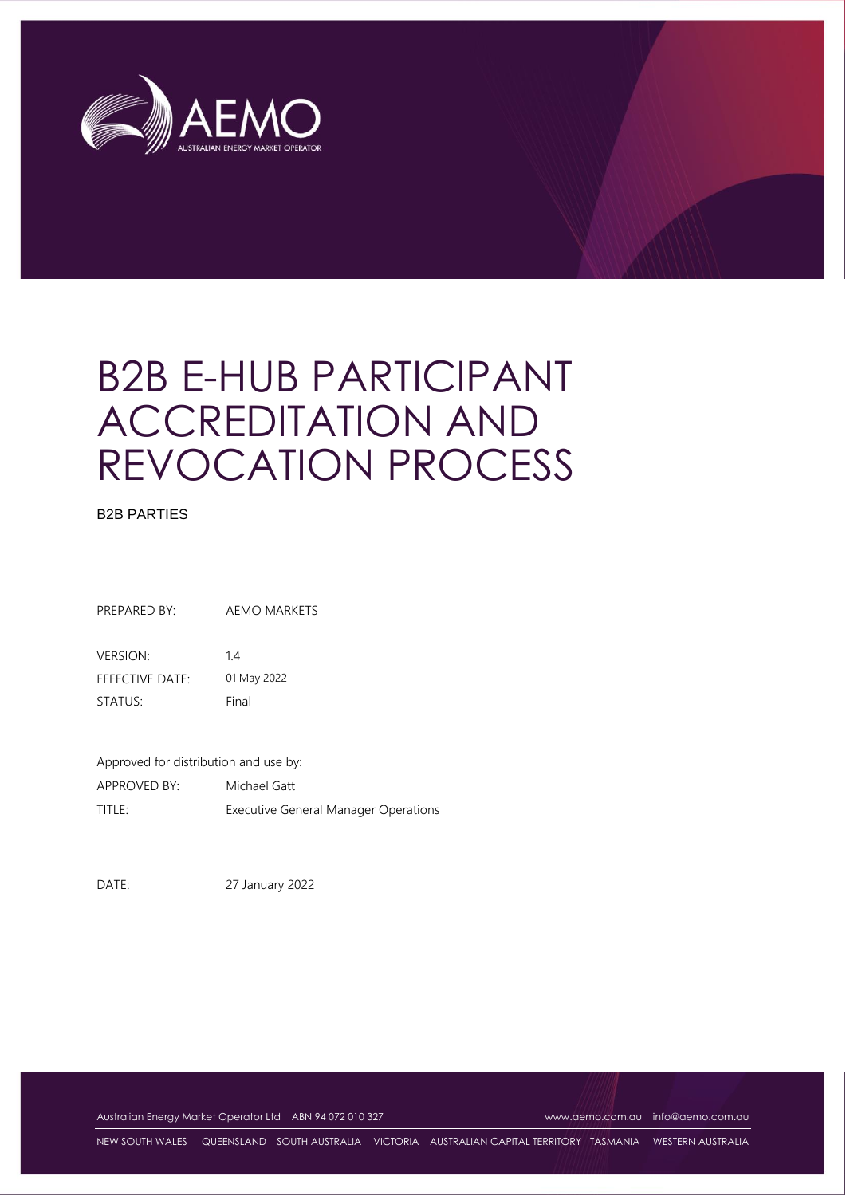# B2B E-HUB PARTICIPANT ACCREDITATION AND REVOCATION PROCESS

B2B PARTIES

| | |
|---|---|
| PREPARED BY: | AEMO MARKETS |
| VERSION: | 1.4 |
| EFFECTIVE DATE: | 01 May 2022 |
| STATUS: | Final |

Approved for distribution and use by:

| | |
|---|---|
| APPROVED BY: | Michael Gatt |
| TITLE: | Executive General Manager Operations |

DATE: 27 January 2022

Australian Energy Market Operator Ltd ABN 94 072 010 327 www.aemo.com.au info@aemo.com.au

NEW SOUTH WALES QUEENSLAND SOUTH AUSTRALIA VICTORIA AUSTRALIAN CAPITAL TERRITORY TASMANIA WESTERN AUSTRALIA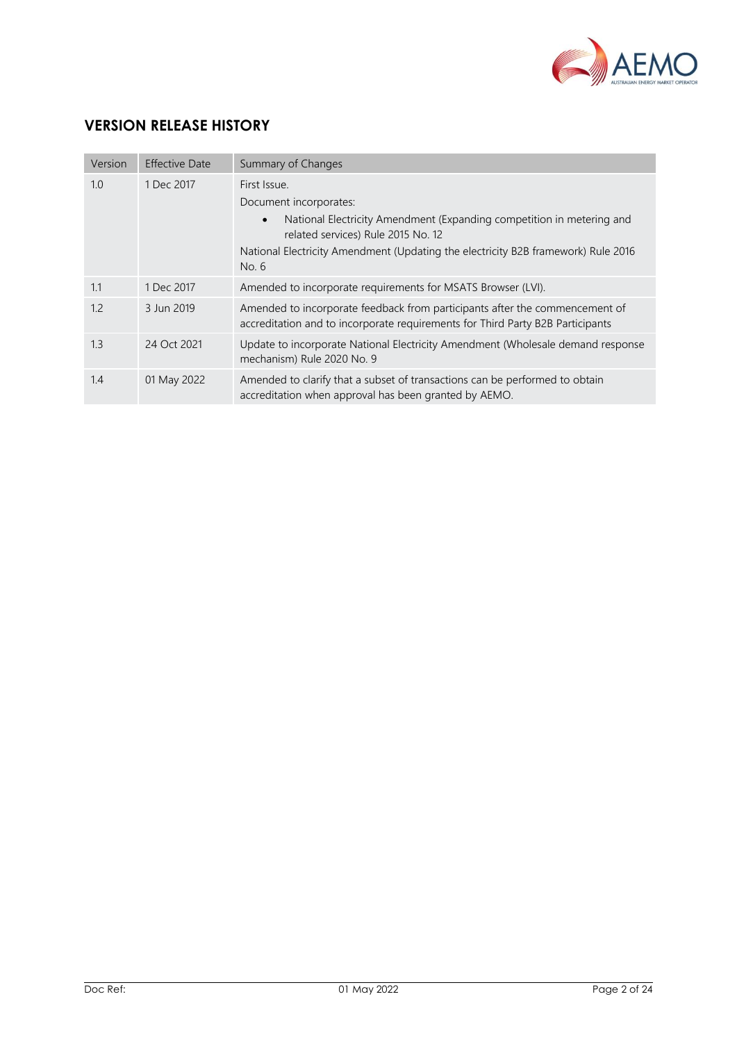## VERSION RELEASE HISTORY

| Version | Effective Date | Summary of Changes |
|---|---|---|
| 1.0 | 1 Dec 2017 | First Issue.<br>Document incorporates:<br>• National Electricity Amendment (Expanding competition in metering and related services) Rule 2015 No. 12<br>National Electricity Amendment (Updating the electricity B2B framework) Rule 2016 No. 6 |
| 1.1 | 1 Dec 2017 | Amended to incorporate requirements for MSATS Browser (LVI). |
| 1.2 | 3 Jun 2019 | Amended to incorporate feedback from participants after the commencement of accreditation and to incorporate requirements for Third Party B2B Participants |
| 1.3 | 24 Oct 2021 | Update to incorporate National Electricity Amendment (Wholesale demand response mechanism) Rule 2020 No. 9 |
| 1.4 | 01 May 2022 | Amended to clarify that a subset of transactions can be performed to obtain accreditation when approval has been granted by AEMO. |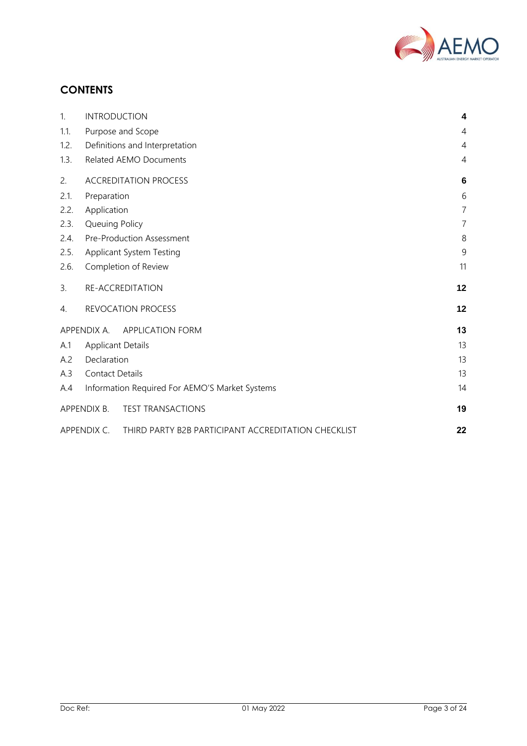## CONTENTS

| | | |
|---|---|---|
| 1. | INTRODUCTION | **4** |
| 1.1. | Purpose and Scope | 4 |
| 1.2. | Definitions and Interpretation | 4 |
| 1.3. | Related AEMO Documents | 4 |
| 2. | ACCREDITATION PROCESS | **6** |
| 2.1. | Preparation | 6 |
| 2.2. | Application | 7 |
| 2.3. | Queuing Policy | 7 |
| 2.4. | Pre-Production Assessment | 8 |
| 2.5. | Applicant System Testing | 9 |
| 2.6. | Completion of Review | 11 |
| 3. | RE-ACCREDITATION | **12** |
| 4. | REVOCATION PROCESS | **12** |
| APPENDIX A. | APPLICATION FORM | **13** |
| A.1 | Applicant Details | 13 |
| A.2 | Declaration | 13 |
| A.3 | Contact Details | 13 |
| A.4 | Information Required For AEMO'S Market Systems | 14 |
| APPENDIX B. | TEST TRANSACTIONS | **19** |
| APPENDIX C. | THIRD PARTY B2B PARTICIPANT ACCREDITATION CHECKLIST | **22** |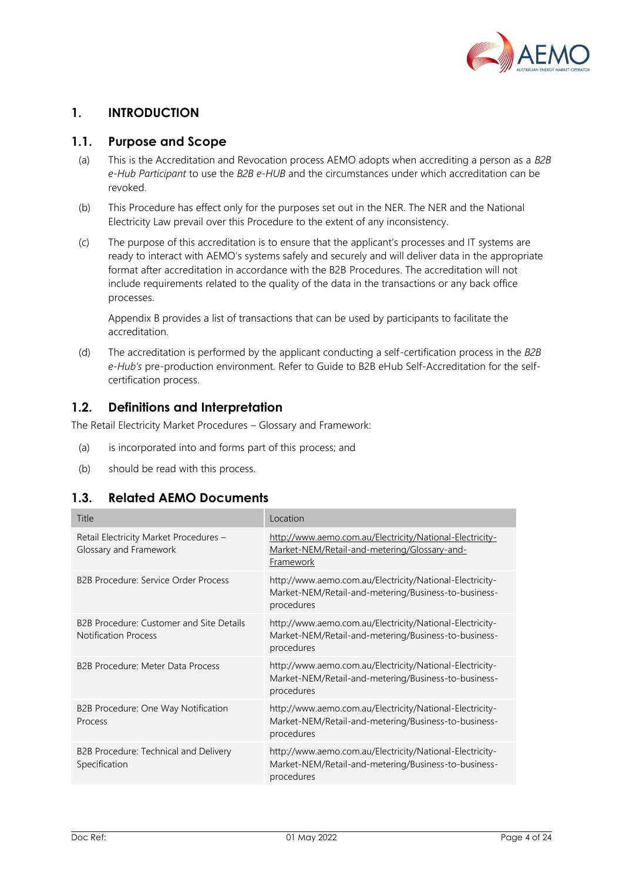# 1. INTRODUCTION

## 1.1. Purpose and Scope

(a) This is the Accreditation and Revocation process AEMO adopts when accrediting a person as a *B2B e-Hub Participant* to use the *B2B e-HUB* and the circumstances under which accreditation can be revoked.

(b) This Procedure has effect only for the purposes set out in the NER. The NER and the National Electricity Law prevail over this Procedure to the extent of any inconsistency.

(c) The purpose of this accreditation is to ensure that the applicant's processes and IT systems are ready to interact with AEMO's systems safely and securely and will deliver data in the appropriate format after accreditation in accordance with the B2B Procedures. The accreditation will not include requirements related to the quality of the data in the transactions or any back office processes.

Appendix B provides a list of transactions that can be used by participants to facilitate the accreditation.

(d) The accreditation is performed by the applicant conducting a self-certification process in the *B2B e-Hub's* pre-production environment. Refer to Guide to B2B eHub Self-Accreditation for the self-certification process.

## 1.2. Definitions and Interpretation

The Retail Electricity Market Procedures – Glossary and Framework:

(a) is incorporated into and forms part of this process; and

(b) should be read with this process.

## 1.3. Related AEMO Documents

| Title | Location |
|---|---|
| Retail Electricity Market Procedures – Glossary and Framework | http://www.aemo.com.au/Electricity/National-Electricity-Market-NEM/Retail-and-metering/Glossary-and-Framework |
| B2B Procedure: Service Order Process | http://www.aemo.com.au/Electricity/National-Electricity-Market-NEM/Retail-and-metering/Business-to-business-procedures |
| B2B Procedure: Customer and Site Details Notification Process | http://www.aemo.com.au/Electricity/National-Electricity-Market-NEM/Retail-and-metering/Business-to-business-procedures |
| B2B Procedure: Meter Data Process | http://www.aemo.com.au/Electricity/National-Electricity-Market-NEM/Retail-and-metering/Business-to-business-procedures |
| B2B Procedure: One Way Notification Process | http://www.aemo.com.au/Electricity/National-Electricity-Market-NEM/Retail-and-metering/Business-to-business-procedures |
| B2B Procedure: Technical and Delivery Specification | http://www.aemo.com.au/Electricity/National-Electricity-Market-NEM/Retail-and-metering/Business-to-business-procedures |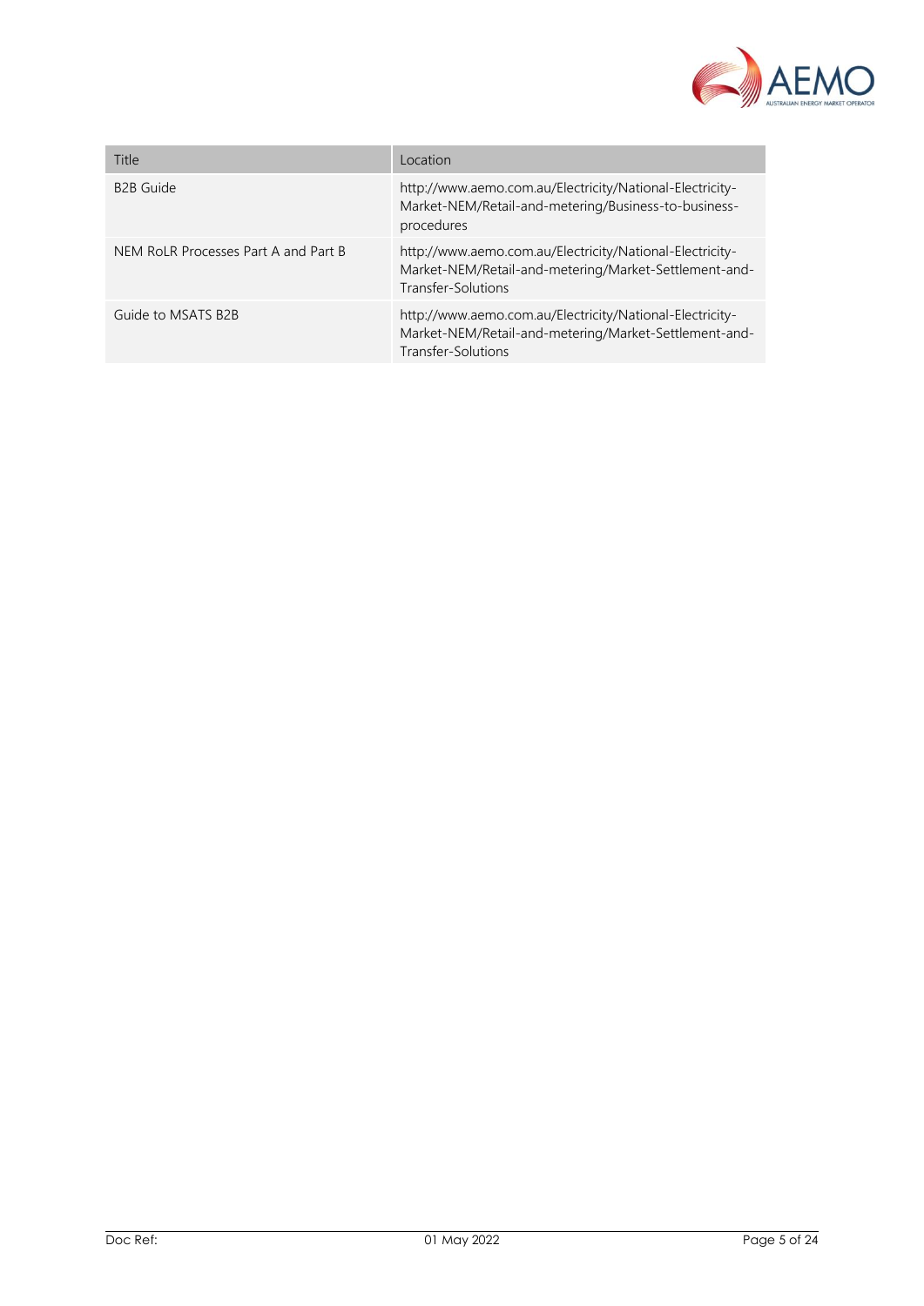| Title | Location |
|---|---|
| B2B Guide | http://www.aemo.com.au/Electricity/National-Electricity-Market-NEM/Retail-and-metering/Business-to-business-procedures |
| NEM RoLR Processes Part A and Part B | http://www.aemo.com.au/Electricity/National-Electricity-Market-NEM/Retail-and-metering/Market-Settlement-and-Transfer-Solutions |
| Guide to MSATS B2B | http://www.aemo.com.au/Electricity/National-Electricity-Market-NEM/Retail-and-metering/Market-Settlement-and-Transfer-Solutions |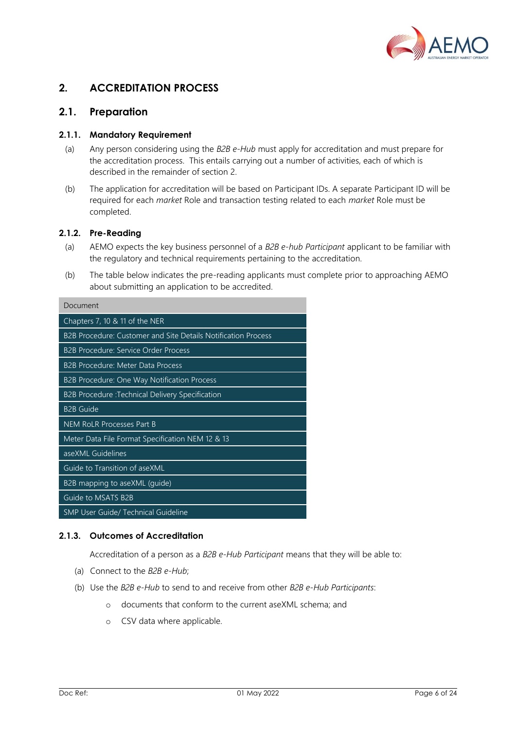## 2. ACCREDITATION PROCESS

### 2.1. Preparation

#### 2.1.1. Mandatory Requirement

(a) Any person considering using the *B2B e-Hub* must apply for accreditation and must prepare for the accreditation process. This entails carrying out a number of activities, each of which is described in the remainder of section 2.

(b) The application for accreditation will be based on Participant IDs. A separate Participant ID will be required for each *market* Role and transaction testing related to each *market* Role must be completed.

#### 2.1.2. Pre-Reading

(a) AEMO expects the key business personnel of a *B2B e-hub Participant* applicant to be familiar with the regulatory and technical requirements pertaining to the accreditation.

(b) The table below indicates the pre-reading applicants must complete prior to approaching AEMO about submitting an application to be accredited.

| Document |
|---|
| Chapters 7, 10 & 11 of the NER |
| B2B Procedure: Customer and Site Details Notification Process |
| B2B Procedure: Service Order Process |
| B2B Procedure: Meter Data Process |
| B2B Procedure: One Way Notification Process |
| B2B Procedure :Technical Delivery Specification |
| B2B Guide |
| NEM RoLR Processes Part B |
| Meter Data File Format Specification NEM 12 & 13 |
| aseXML Guidelines |
| Guide to Transition of aseXML |
| B2B mapping to aseXML (guide) |
| Guide to MSATS B2B |
| SMP User Guide/ Technical Guideline |

#### 2.1.3. Outcomes of Accreditation

Accreditation of a person as a *B2B e-Hub Participant* means that they will be able to:

(a) Connect to the *B2B e-Hub*;

(b) Use the *B2B e-Hub* to send to and receive from other *B2B e-Hub Participants*:

- documents that conform to the current aseXML schema; and
- CSV data where applicable.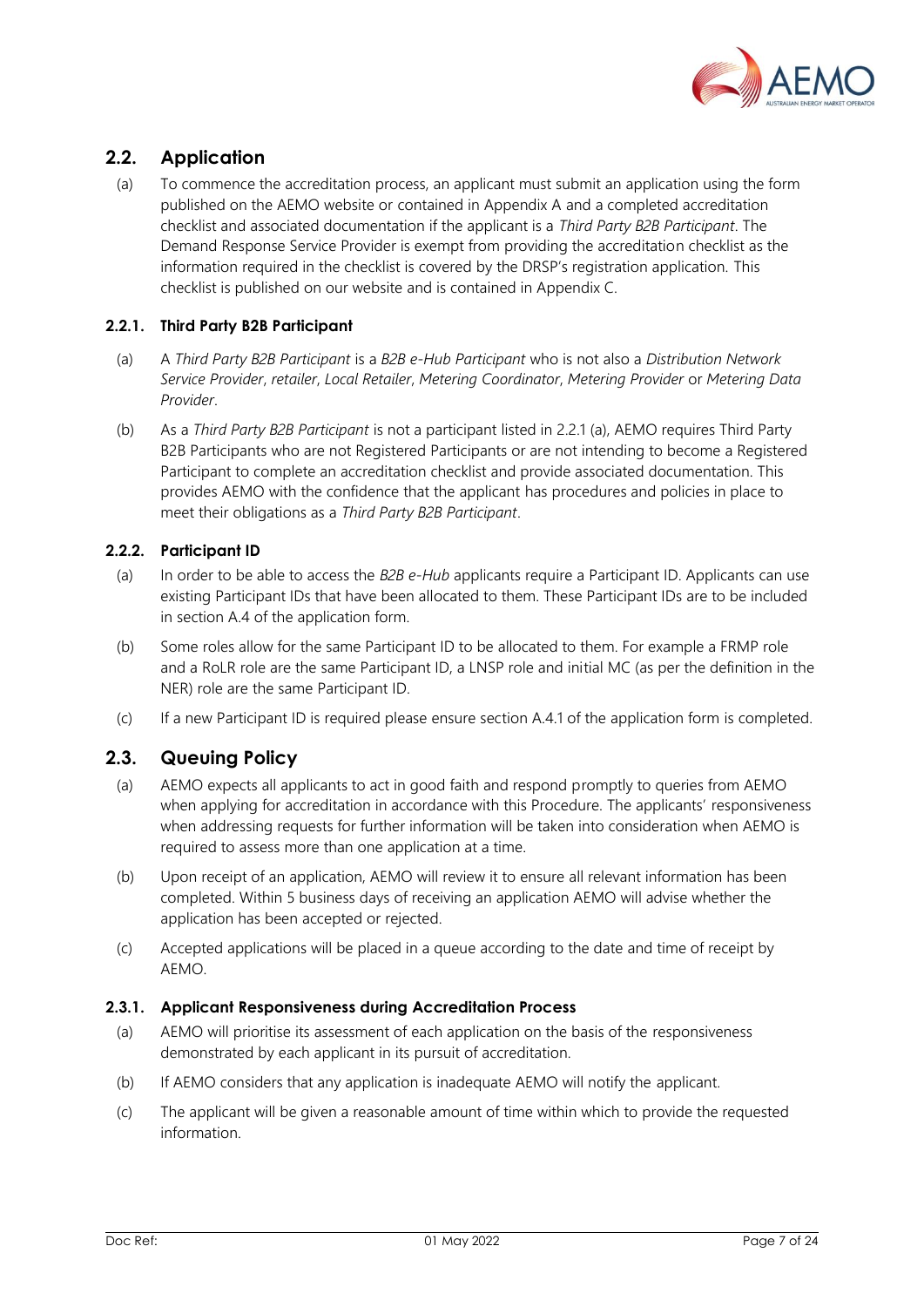## 2.2. Application

(a) To commence the accreditation process, an applicant must submit an application using the form published on the AEMO website or contained in Appendix A and a completed accreditation checklist and associated documentation if the applicant is a *Third Party B2B Participant*. The Demand Response Service Provider is exempt from providing the accreditation checklist as the information required in the checklist is covered by the DRSP's registration application. This checklist is published on our website and is contained in Appendix C.

### 2.2.1. Third Party B2B Participant

(a) A *Third Party B2B Participant* is a *B2B e-Hub Participant* who is not also a *Distribution Network Service Provider*, *retailer*, *Local Retailer*, *Metering Coordinator*, *Metering Provider* or *Metering Data Provider*.

(b) As a *Third Party B2B Participant* is not a participant listed in 2.2.1 (a), AEMO requires Third Party B2B Participants who are not Registered Participants or are not intending to become a Registered Participant to complete an accreditation checklist and provide associated documentation. This provides AEMO with the confidence that the applicant has procedures and policies in place to meet their obligations as a *Third Party B2B Participant*.

### 2.2.2. Participant ID

(a) In order to be able to access the *B2B e-Hub* applicants require a Participant ID. Applicants can use existing Participant IDs that have been allocated to them. These Participant IDs are to be included in section A.4 of the application form.

(b) Some roles allow for the same Participant ID to be allocated to them. For example a FRMP role and a RoLR role are the same Participant ID, a LNSP role and initial MC (as per the definition in the NER) role are the same Participant ID.

(c) If a new Participant ID is required please ensure section A.4.1 of the application form is completed.

## 2.3. Queuing Policy

(a) AEMO expects all applicants to act in good faith and respond promptly to queries from AEMO when applying for accreditation in accordance with this Procedure. The applicants' responsiveness when addressing requests for further information will be taken into consideration when AEMO is required to assess more than one application at a time.

(b) Upon receipt of an application, AEMO will review it to ensure all relevant information has been completed. Within 5 business days of receiving an application AEMO will advise whether the application has been accepted or rejected.

(c) Accepted applications will be placed in a queue according to the date and time of receipt by AEMO.

### 2.3.1. Applicant Responsiveness during Accreditation Process

(a) AEMO will prioritise its assessment of each application on the basis of the responsiveness demonstrated by each applicant in its pursuit of accreditation.

(b) If AEMO considers that any application is inadequate AEMO will notify the applicant.

(c) The applicant will be given a reasonable amount of time within which to provide the requested information.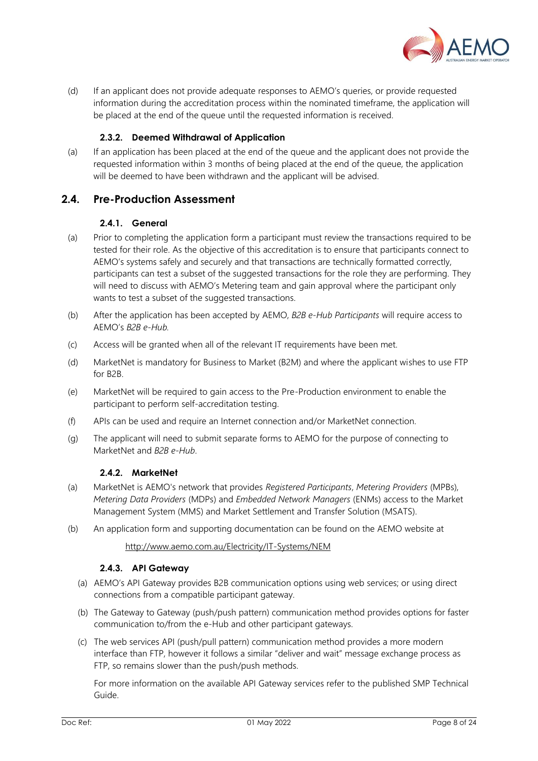(d) If an applicant does not provide adequate responses to AEMO's queries, or provide requested information during the accreditation process within the nominated timeframe, the application will be placed at the end of the queue until the requested information is received.

#### 2.3.2. Deemed Withdrawal of Application

(a) If an application has been placed at the end of the queue and the applicant does not provide the requested information within 3 months of being placed at the end of the queue, the application will be deemed to have been withdrawn and the applicant will be advised.

## 2.4. Pre-Production Assessment

#### 2.4.1. General

(a) Prior to completing the application form a participant must review the transactions required to be tested for their role. As the objective of this accreditation is to ensure that participants connect to AEMO's systems safely and securely and that transactions are technically formatted correctly, participants can test a subset of the suggested transactions for the role they are performing. They will need to discuss with AEMO's Metering team and gain approval where the participant only wants to test a subset of the suggested transactions.

(b) After the application has been accepted by AEMO, *B2B e-Hub Participants* will require access to AEMO's *B2B e-Hub*.

(c) Access will be granted when all of the relevant IT requirements have been met.

(d) MarketNet is mandatory for Business to Market (B2M) and where the applicant wishes to use FTP for B2B.

(e) MarketNet will be required to gain access to the Pre-Production environment to enable the participant to perform self-accreditation testing.

(f) APIs can be used and require an Internet connection and/or MarketNet connection.

(g) The applicant will need to submit separate forms to AEMO for the purpose of connecting to MarketNet and *B2B e-Hub*.

#### 2.4.2. MarketNet

(a) MarketNet is AEMO's network that provides *Registered Participants*, *Metering Providers* (MPBs), *Metering Data Providers* (MDPs) and *Embedded Network Managers* (ENMs) access to the Market Management System (MMS) and Market Settlement and Transfer Solution (MSATS).

(b) An application form and supporting documentation can be found on the AEMO website at

http://www.aemo.com.au/Electricity/IT-Systems/NEM

#### 2.4.3. API Gateway

(a) AEMO's API Gateway provides B2B communication options using web services; or using direct connections from a compatible participant gateway.

(b) The Gateway to Gateway (push/push pattern) communication method provides options for faster communication to/from the e-Hub and other participant gateways.

(c) The web services API (push/pull pattern) communication method provides a more modern interface than FTP, however it follows a similar "deliver and wait" message exchange process as FTP, so remains slower than the push/push methods.

For more information on the available API Gateway services refer to the published SMP Technical Guide.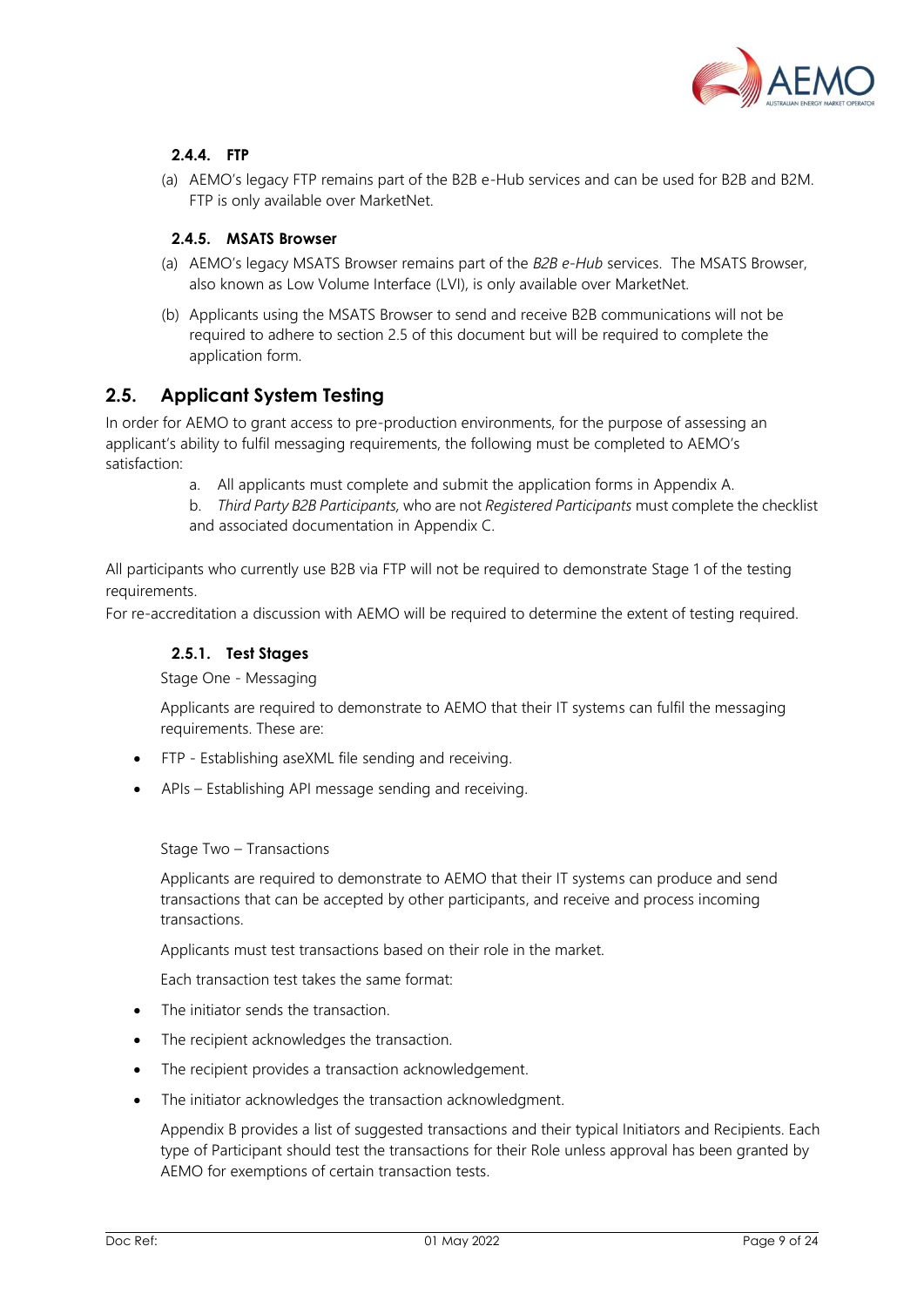#### 2.4.4. FTP

(a) AEMO's legacy FTP remains part of the B2B e-Hub services and can be used for B2B and B2M. FTP is only available over MarketNet.

#### 2.4.5. MSATS Browser

(a) AEMO's legacy MSATS Browser remains part of the *B2B e-Hub* services. The MSATS Browser, also known as Low Volume Interface (LVI), is only available over MarketNet.

(b) Applicants using the MSATS Browser to send and receive B2B communications will not be required to adhere to section 2.5 of this document but will be required to complete the application form.

### 2.5. Applicant System Testing

In order for AEMO to grant access to pre-production environments, for the purpose of assessing an applicant's ability to fulfil messaging requirements, the following must be completed to AEMO's satisfaction:

a. All applicants must complete and submit the application forms in Appendix A.

b. *Third Party B2B Participants*, who are not *Registered Participants* must complete the checklist and associated documentation in Appendix C.

All participants who currently use B2B via FTP will not be required to demonstrate Stage 1 of the testing requirements.

For re-accreditation a discussion with AEMO will be required to determine the extent of testing required.

#### 2.5.1. Test Stages

Stage One - Messaging

Applicants are required to demonstrate to AEMO that their IT systems can fulfil the messaging requirements. These are:

- FTP - Establishing aseXML file sending and receiving.
- APIs – Establishing API message sending and receiving.

Stage Two – Transactions

Applicants are required to demonstrate to AEMO that their IT systems can produce and send transactions that can be accepted by other participants, and receive and process incoming transactions.

Applicants must test transactions based on their role in the market.

Each transaction test takes the same format:

- The initiator sends the transaction.
- The recipient acknowledges the transaction.
- The recipient provides a transaction acknowledgement.
- The initiator acknowledges the transaction acknowledgment.

Appendix B provides a list of suggested transactions and their typical Initiators and Recipients. Each type of Participant should test the transactions for their Role unless approval has been granted by AEMO for exemptions of certain transaction tests.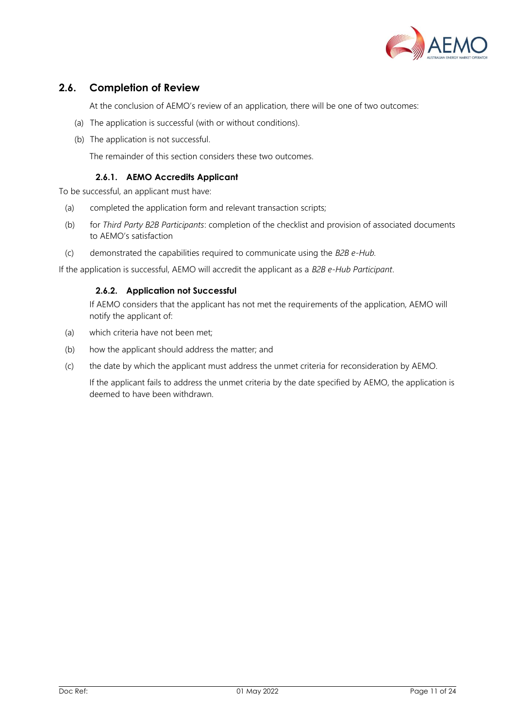## 2.6. Completion of Review

At the conclusion of AEMO's review of an application, there will be one of two outcomes:

(a) The application is successful (with or without conditions).

(b) The application is not successful.

The remainder of this section considers these two outcomes.

### 2.6.1. AEMO Accredits Applicant

To be successful, an applicant must have:

(a) completed the application form and relevant transaction scripts;

(b) for *Third Party B2B Participants*: completion of the checklist and provision of associated documents to AEMO's satisfaction

(c) demonstrated the capabilities required to communicate using the *B2B e-Hub*.

If the application is successful, AEMO will accredit the applicant as a *B2B e-Hub Participant*.

### 2.6.2. Application not Successful

If AEMO considers that the applicant has not met the requirements of the application, AEMO will notify the applicant of:

(a) which criteria have not been met;

(b) how the applicant should address the matter; and

(c) the date by which the applicant must address the unmet criteria for reconsideration by AEMO.

If the applicant fails to address the unmet criteria by the date specified by AEMO, the application is deemed to have been withdrawn.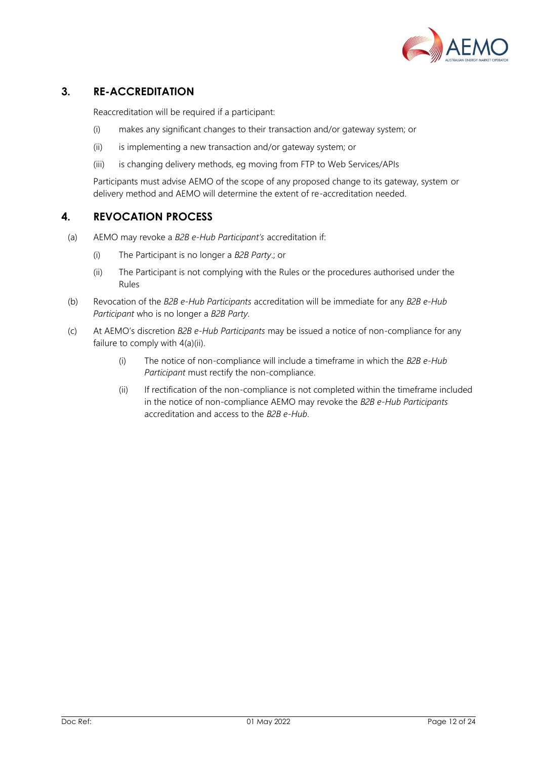## 3. RE-ACCREDITATION

Reaccreditation will be required if a participant:

(i) makes any significant changes to their transaction and/or gateway system; or

(ii) is implementing a new transaction and/or gateway system; or

(iii) is changing delivery methods, eg moving from FTP to Web Services/APIs

Participants must advise AEMO of the scope of any proposed change to its gateway, system or delivery method and AEMO will determine the extent of re-accreditation needed.

## 4. REVOCATION PROCESS

(a) AEMO may revoke a *B2B e-Hub Participant's* accreditation if:

(i) The Participant is no longer a *B2B Party*.; or

(ii) The Participant is not complying with the Rules or the procedures authorised under the Rules

(b) Revocation of the *B2B e-Hub Participants* accreditation will be immediate for any *B2B e-Hub Participant* who is no longer a *B2B Party*.

(c) At AEMO's discretion *B2B e-Hub Participants* may be issued a notice of non-compliance for any failure to comply with 4(a)(ii).

(i) The notice of non-compliance will include a timeframe in which the *B2B e-Hub Participant* must rectify the non-compliance.

(ii) If rectification of the non-compliance is not completed within the timeframe included in the notice of non-compliance AEMO may revoke the *B2B e-Hub Participants* accreditation and access to the *B2B e-Hub*.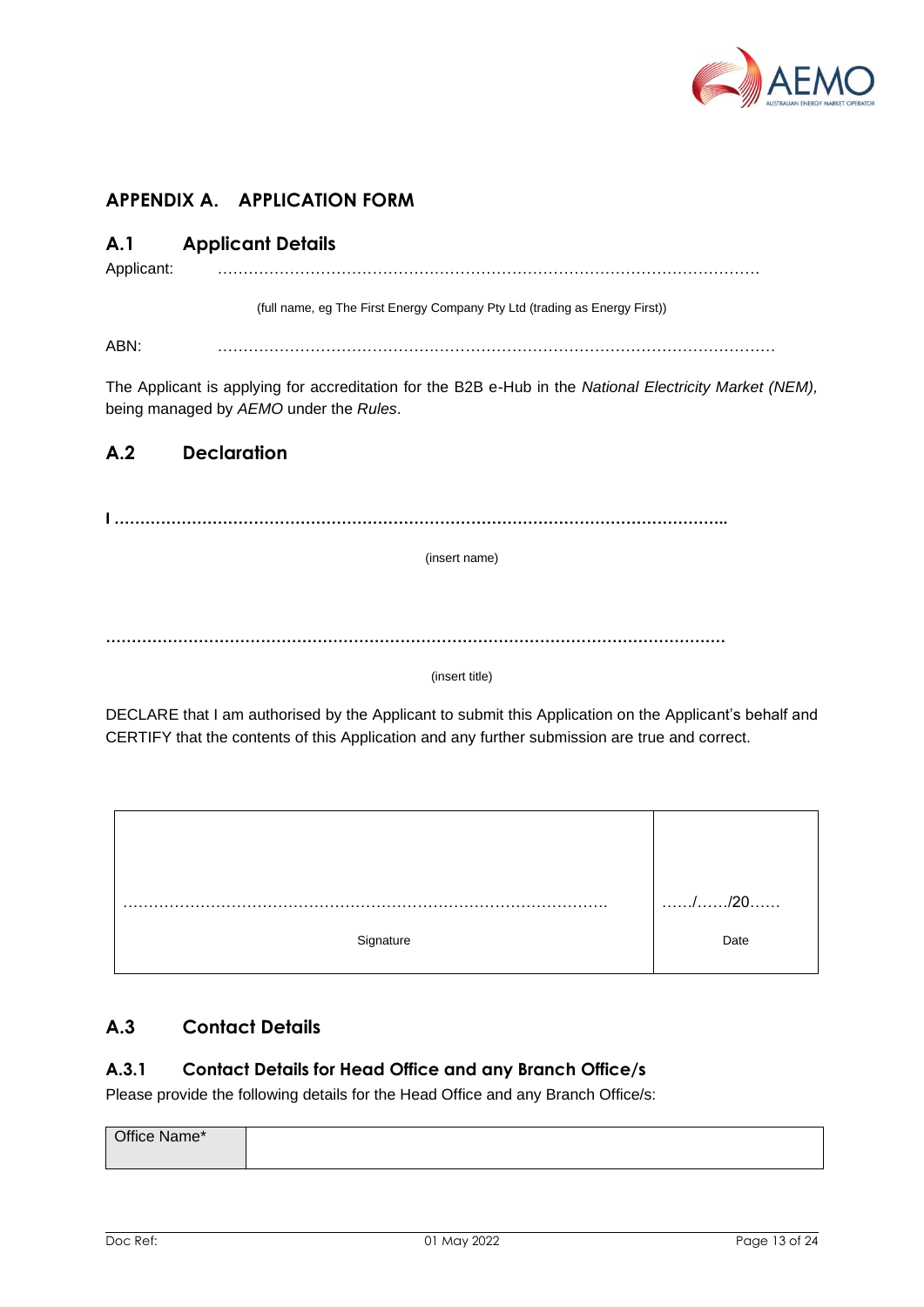# APPENDIX A. APPLICATION FORM

## A.1 Applicant Details

Applicant: ……………………………………………………………………………………………

(full name, eg The First Energy Company Pty Ltd (trading as Energy First))

ABN: ……………………………………………………………………………………………

The Applicant is applying for accreditation for the B2B e-Hub in the *National Electricity Market (NEM)*, being managed by *AEMO* under the *Rules*.

## A.2 Declaration

**I ……………………………………………………………………………………………………..**

(insert name)

**……………………………………………………………………………………………………….**

(insert title)

DECLARE that I am authorised by the Applicant to submit this Application on the Applicant's behalf and CERTIFY that the contents of this Application and any further submission are true and correct.

| ………………………………………………………………………………. | ……/……/20…… |
|---|---|
| Signature | Date |

## A.3 Contact Details

### A.3.1 Contact Details for Head Office and any Branch Office/s

Please provide the following details for the Head Office and any Branch Office/s:

| Office Name* | |
|---|---|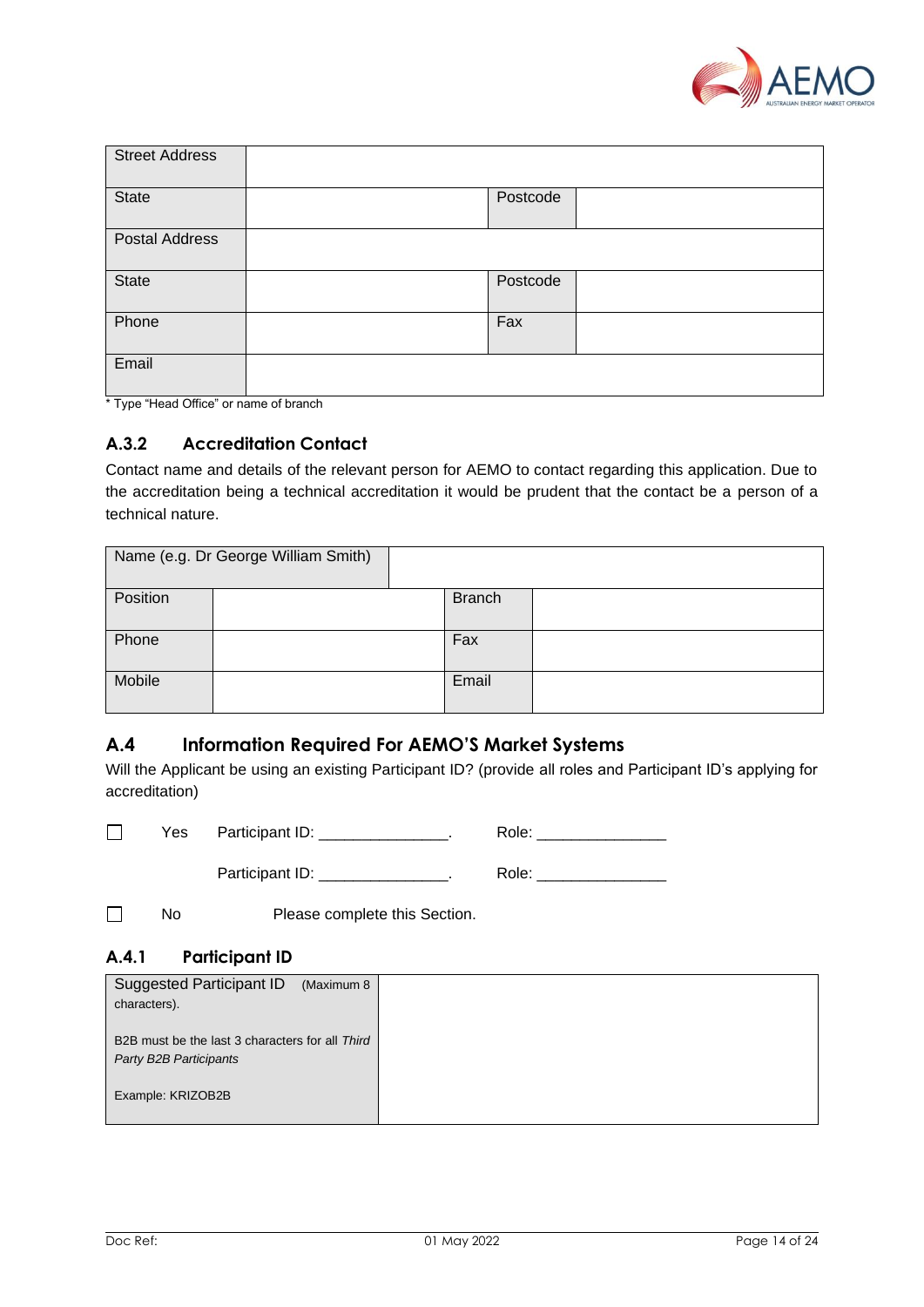| | | | |
|---|---|---|---|
| Street Address | | | |
| State | | Postcode | |
| Postal Address | | | |
| State | | Postcode | |
| Phone | | Fax | |
| Email | | | |

* Type "Head Office" or name of branch

### A.3.2 Accreditation Contact

Contact name and details of the relevant person for AEMO to contact regarding this application. Due to the accreditation being a technical accreditation it would be prudent that the contact be a person of a technical nature.

| | | | |
|---|---|---|---|
| Name (e.g. Dr George William Smith) | | | |
| Position | | Branch | |
| Phone | | Fax | |
| Mobile | | Email | |

## A.4 Information Required For AEMO'S Market Systems

Will the Applicant be using an existing Participant ID? (provide all roles and Participant ID's applying for accreditation)

☐ Yes Participant ID: _______________. Role: _______________

Participant ID: _______________. Role: _______________

☐ No Please complete this Section.

### A.4.1 Participant ID

| | |
|---|---|
| Suggested Participant ID (Maximum 8 characters).<br><br>B2B must be the last 3 characters for all *Third Party B2B Participants*<br><br>Example: KRIZOB2B | |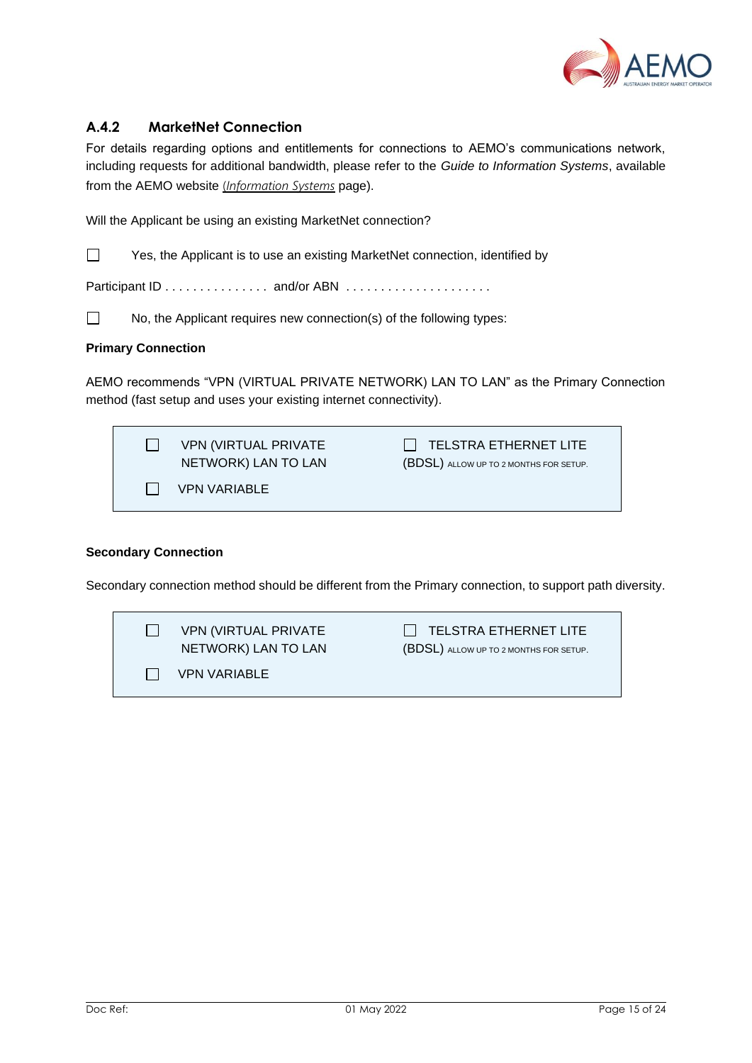### A.4.2 MarketNet Connection

For details regarding options and entitlements for connections to AEMO's communications network, including requests for additional bandwidth, please refer to the *Guide to Information Systems*, available from the AEMO website (*Information Systems* page).

Will the Applicant be using an existing MarketNet connection?

☐ Yes, the Applicant is to use an existing MarketNet connection, identified by

Participant ID . . . . . . . . . . . . . . . and/or ABN . . . . . . . . . . . . . . . . . . . . .

☐ No, the Applicant requires new connection(s) of the following types:

**Primary Connection**

AEMO recommends "VPN (VIRTUAL PRIVATE NETWORK) LAN TO LAN" as the Primary Connection method (fast setup and uses your existing internet connectivity).

| | |
|---|---|
| ☐ VPN (VIRTUAL PRIVATE NETWORK) LAN TO LAN | ☐ TELSTRA ETHERNET LITE (BDSL) ALLOW UP TO 2 MONTHS FOR SETUP. |
| ☐ VPN VARIABLE | |

**Secondary Connection**

Secondary connection method should be different from the Primary connection, to support path diversity.

| | |
|---|---|
| ☐ VPN (VIRTUAL PRIVATE NETWORK) LAN TO LAN | ☐ TELSTRA ETHERNET LITE (BDSL) ALLOW UP TO 2 MONTHS FOR SETUP. |
| ☐ VPN VARIABLE | |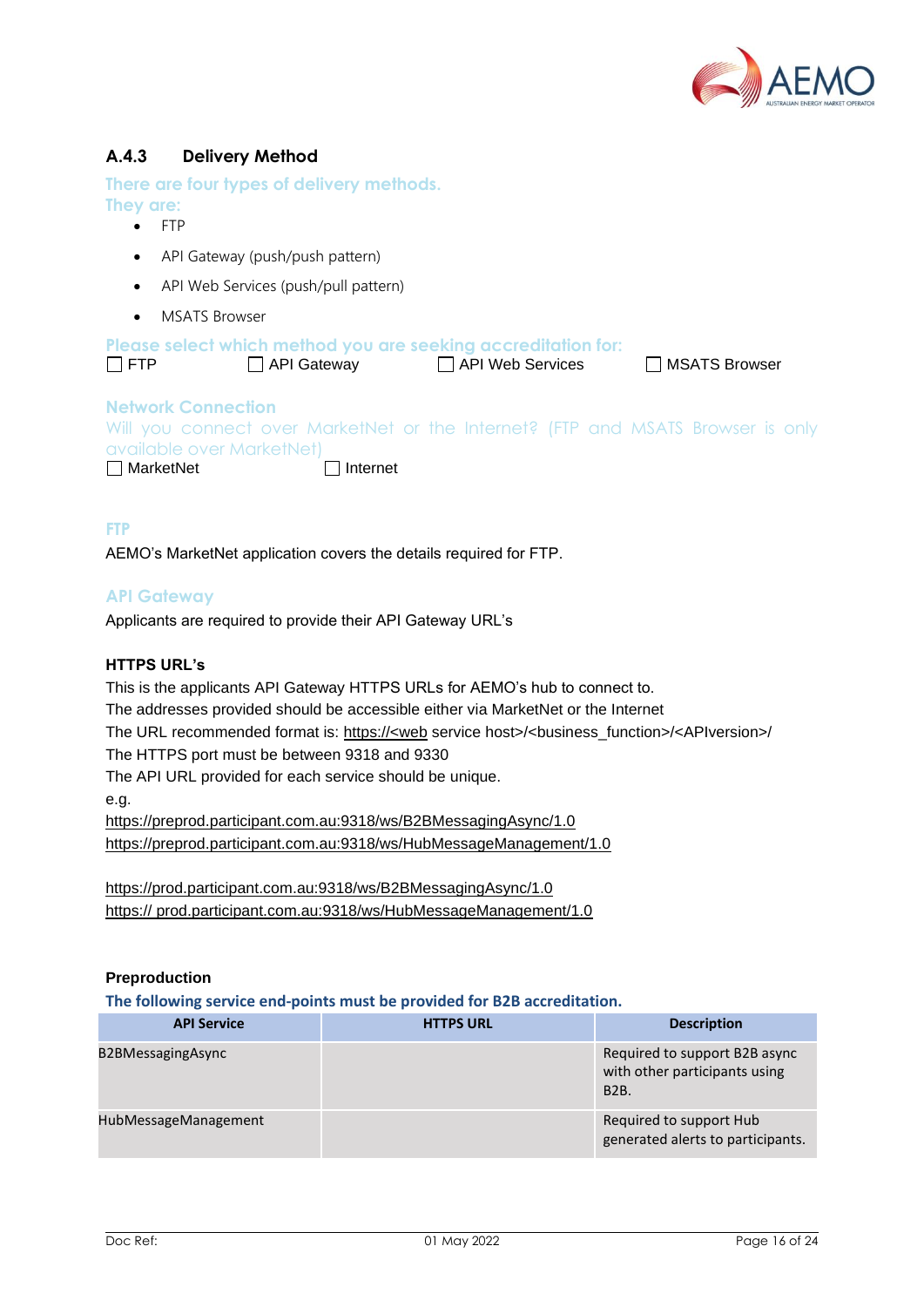### A.4.3 Delivery Method

**There are four types of delivery methods.**
**They are:**

- FTP
- API Gateway (push/push pattern)
- API Web Services (push/pull pattern)
- MSATS Browser

**Please select which method you are seeking accreditation for:**

☐ FTP ☐ API Gateway ☐ API Web Services ☐ MSATS Browser

**Network Connection**

Will you connect over MarketNet or the Internet? (FTP and MSATS Browser is only available over MarketNet)

☐ MarketNet ☐ Internet

**FTP**

AEMO's MarketNet application covers the details required for FTP.

**API Gateway**

Applicants are required to provide their API Gateway URL's

**HTTPS URL's**

This is the applicants API Gateway HTTPS URLs for AEMO's hub to connect to.
The addresses provided should be accessible either via MarketNet or the Internet
The URL recommended format is: https://<web service host>/<business_function>/<APIversion>/
The HTTPS port must be between 9318 and 9330
The API URL provided for each service should be unique.
e.g.
https://preprod.participant.com.au:9318/ws/B2BMessagingAsync/1.0
https://preprod.participant.com.au:9318/ws/HubMessageManagement/1.0

https://prod.participant.com.au:9318/ws/B2BMessagingAsync/1.0
https:// prod.participant.com.au:9318/ws/HubMessageManagement/1.0

**Preproduction**

**The following service end-points must be provided for B2B accreditation.**

| API Service | HTTPS URL | Description |
|---|---|---|
| B2BMessagingAsync | | Required to support B2B async with other participants using B2B. |
| HubMessageManagement | | Required to support Hub generated alerts to participants. |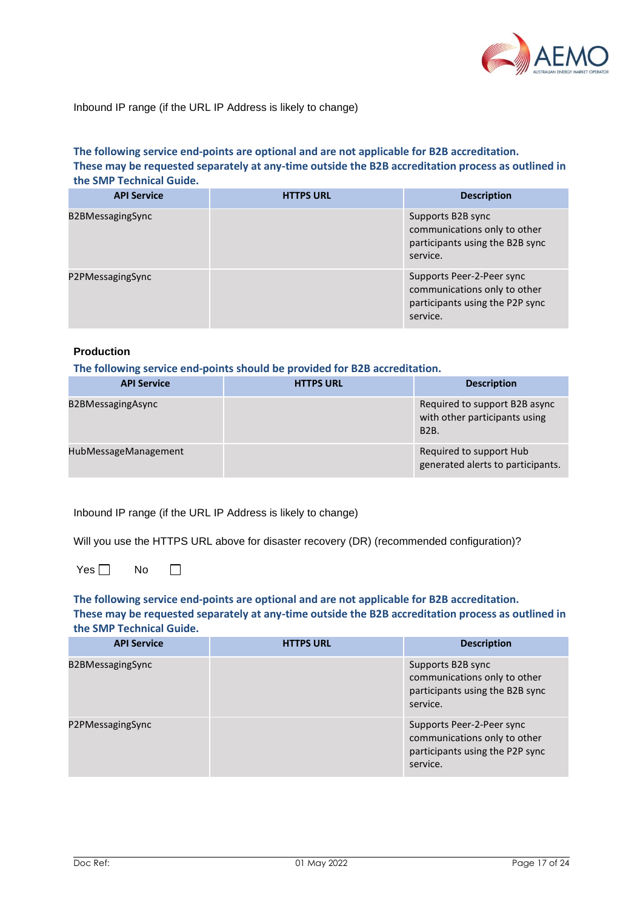Inbound IP range (if the URL IP Address is likely to change)

**The following service end-points are optional and are not applicable for B2B accreditation. These may be requested separately at any-time outside the B2B accreditation process as outlined in the SMP Technical Guide.**

| API Service | HTTPS URL | Description |
|---|---|---|
| B2BMessagingSync | | Supports B2B sync communications only to other participants using the B2B sync service. |
| P2PMessagingSync | | Supports Peer-2-Peer sync communications only to other participants using the P2P sync service. |

**Production**

**The following service end-points should be provided for B2B accreditation.**

| API Service | HTTPS URL | Description |
|---|---|---|
| B2BMessagingAsync | | Required to support B2B async with other participants using B2B. |
| HubMessageManagement | | Required to support Hub generated alerts to participants. |

Inbound IP range (if the URL IP Address is likely to change)

Will you use the HTTPS URL above for disaster recovery (DR) (recommended configuration)?

Yes ☐ No ☐

**The following service end-points are optional and are not applicable for B2B accreditation. These may be requested separately at any-time outside the B2B accreditation process as outlined in the SMP Technical Guide.**

| API Service | HTTPS URL | Description |
|---|---|---|
| B2BMessagingSync | | Supports B2B sync communications only to other participants using the B2B sync service. |
| P2PMessagingSync | | Supports Peer-2-Peer sync communications only to other participants using the P2P sync service. |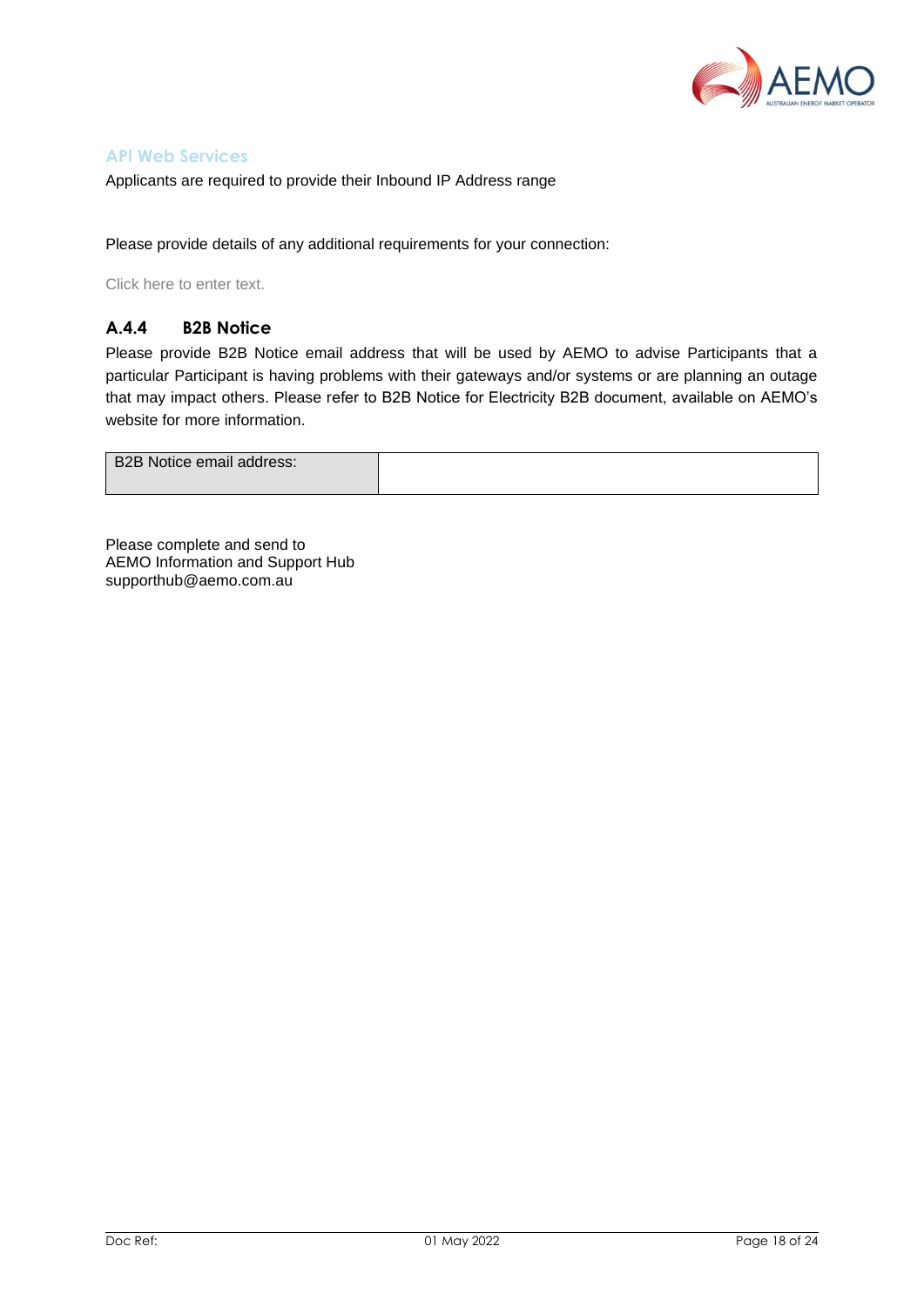### API Web Services

Applicants are required to provide their Inbound IP Address range

Please provide details of any additional requirements for your connection:

Click here to enter text.

### A.4.4 B2B Notice

Please provide B2B Notice email address that will be used by AEMO to advise Participants that a particular Participant is having problems with their gateways and/or systems or are planning an outage that may impact others. Please refer to B2B Notice for Electricity B2B document, available on AEMO's website for more information.

| | |
|---|---|
| B2B Notice email address: | |

Please complete and send to
AEMO Information and Support Hub
supporthub@aemo.com.au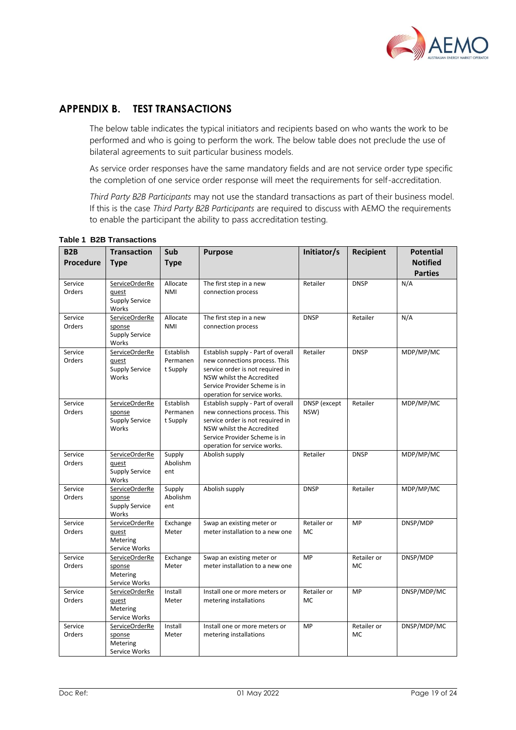## APPENDIX B. TEST TRANSACTIONS

The below table indicates the typical initiators and recipients based on who wants the work to be performed and who is going to perform the work. The below table does not preclude the use of bilateral agreements to suit particular business models.

As service order responses have the same mandatory fields and are not service order type specific the completion of one service order response will meet the requirements for self-accreditation.

*Third Party B2B Participants* may not use the standard transactions as part of their business model. If this is the case *Third Party B2B Participants* are required to discuss with AEMO the requirements to enable the participant the ability to pass accreditation testing.

**Table 1 B2B Transactions**

| B2B Procedure | Transaction Type | Sub Type | Purpose | Initiator/s | Recipient | Potential Notified Parties |
|---|---|---|---|---|---|---|
| Service Orders | ServiceOrderRequest Supply Service Works | Allocate NMI | The first step in a new connection process | Retailer | DNSP | N/A |
| Service Orders | ServiceOrderResponse Supply Service Works | Allocate NMI | The first step in a new connection process | DNSP | Retailer | N/A |
| Service Orders | ServiceOrderRequest Supply Service Works | Establish Permanent Supply | Establish supply - Part of overall new connections process. This service order is not required in NSW whilst the Accredited Service Provider Scheme is in operation for service works. | Retailer | DNSP | MDP/MP/MC |
| Service Orders | ServiceOrderResponse Supply Service Works | Establish Permanent Supply | Establish supply - Part of overall new connections process. This service order is not required in NSW whilst the Accredited Service Provider Scheme is in operation for service works. | DNSP (except NSW) | Retailer | MDP/MP/MC |
| Service Orders | ServiceOrderRequest Supply Service Works | Supply Abolishment | Abolish supply | Retailer | DNSP | MDP/MP/MC |
| Service Orders | ServiceOrderResponse Supply Service Works | Supply Abolishment | Abolish supply | DNSP | Retailer | MDP/MP/MC |
| Service Orders | ServiceOrderRequest Metering Service Works | Exchange Meter | Swap an existing meter or meter installation to a new one | Retailer or MC | MP | DNSP/MDP |
| Service Orders | ServiceOrderResponse Metering Service Works | Exchange Meter | Swap an existing meter or meter installation to a new one | MP | Retailer or MC | DNSP/MDP |
| Service Orders | ServiceOrderRequest Metering Service Works | Install Meter | Install one or more meters or metering installations | Retailer or MC | MP | DNSP/MDP/MC |
| Service Orders | ServiceOrderResponse Metering Service Works | Install Meter | Install one or more meters or metering installations | MP | Retailer or MC | DNSP/MDP/MC |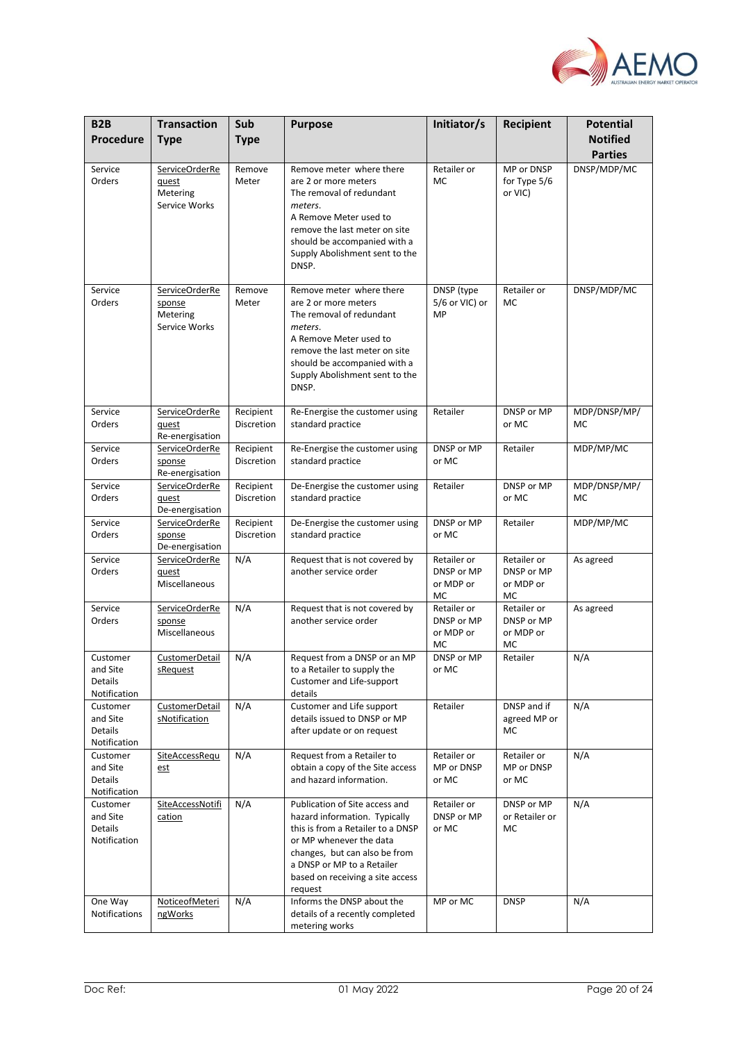| B2B Procedure | Transaction Type | Sub Type | Purpose | Initiator/s | Recipient | Potential Notified Parties |
|---|---|---|---|---|---|---|
| Service Orders | ServiceOrderRequest Metering Service Works | Remove Meter | Remove meter where there are 2 or more meters The removal of redundant *meters.* A Remove Meter used to remove the last meter on site should be accompanied with a Supply Abolishment sent to the DNSP. | Retailer or MC | MP or DNSP for Type 5/6 or VIC) | DNSP/MDP/MC |
| Service Orders | ServiceOrderResponse Metering Service Works | Remove Meter | Remove meter where there are 2 or more meters The removal of redundant *meters.* A Remove Meter used to remove the last meter on site should be accompanied with a Supply Abolishment sent to the DNSP. | DNSP (type 5/6 or VIC) or MP | Retailer or MC | DNSP/MDP/MC |
| Service Orders | ServiceOrderRequest Re-energisation | Recipient Discretion | Re-Energise the customer using standard practice | Retailer | DNSP or MP or MC | MDP/DNSP/MP/MC |
| Service Orders | ServiceOrderResponse Re-energisation | Recipient Discretion | Re-Energise the customer using standard practice | DNSP or MP or MC | Retailer | MDP/MP/MC |
| Service Orders | ServiceOrderRequest De-energisation | Recipient Discretion | De-Energise the customer using standard practice | Retailer | DNSP or MP or MC | MDP/DNSP/MP/MC |
| Service Orders | ServiceOrderResponse De-energisation | Recipient Discretion | De-Energise the customer using standard practice | DNSP or MP or MC | Retailer | MDP/MP/MC |
| Service Orders | ServiceOrderRequest Miscellaneous | N/A | Request that is not covered by another service order | Retailer or DNSP or MP or MDP or MC | Retailer or DNSP or MP or MDP or MC | As agreed |
| Service Orders | ServiceOrderResponse Miscellaneous | N/A | Request that is not covered by another service order | Retailer or DNSP or MP or MDP or MC | Retailer or DNSP or MP or MDP or MC | As agreed |
| Customer and Site Details Notification | CustomerDetailsRequest | N/A | Request from a DNSP or an MP to a Retailer to supply the Customer and Life-support details | DNSP or MP or MC | Retailer | N/A |
| Customer and Site Details Notification | CustomerDetailsNotification | N/A | Customer and Life support details issued to DNSP or MP after update or on request | Retailer | DNSP and if agreed MP or MC | N/A |
| Customer and Site Details Notification | SiteAccessRequest | N/A | Request from a Retailer to obtain a copy of the Site access and hazard information. | Retailer or MP or DNSP or MC | Retailer or MP or DNSP or MC | N/A |
| Customer and Site Details Notification | SiteAccessNotification | N/A | Publication of Site access and hazard information. Typically this is from a Retailer to a DNSP or MP whenever the data changes, but can also be from a DNSP or MP to a Retailer based on receiving a site access request | Retailer or DNSP or MP or MC | DNSP or MP or Retailer or MC | N/A |
| One Way Notifications | NoticeofMeteringWorks | N/A | Informs the DNSP about the details of a recently completed metering works | MP or MC | DNSP | N/A |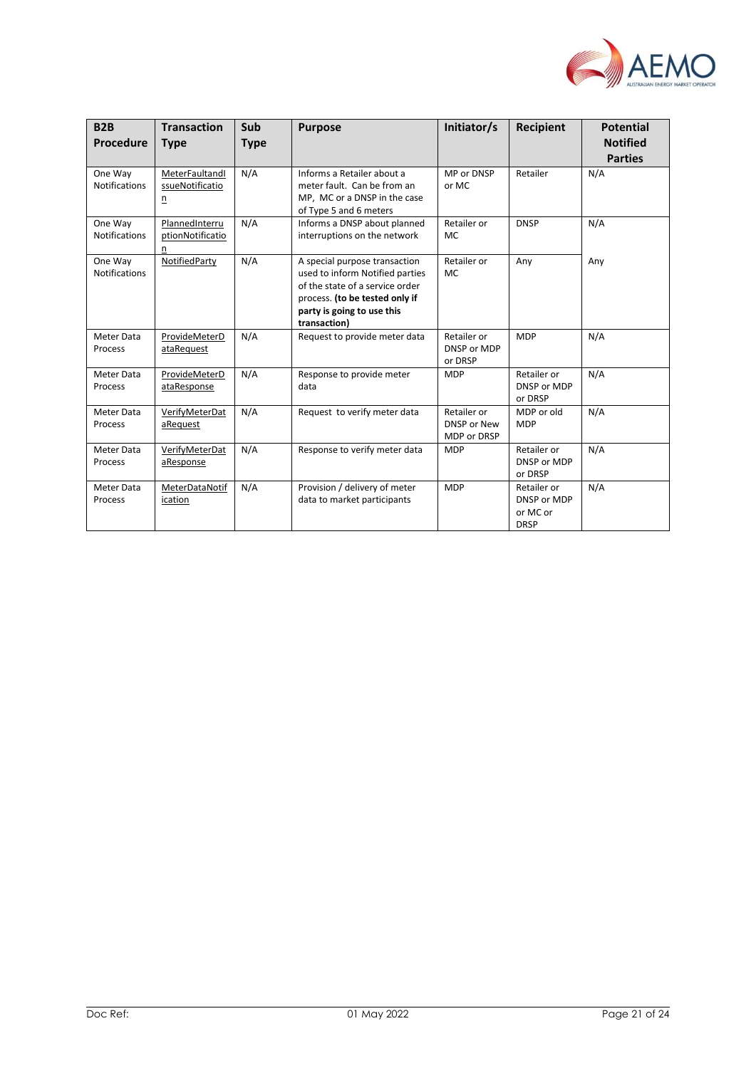| B2B Procedure | Transaction Type | Sub Type | Purpose | Initiator/s | Recipient | Potential Notified Parties |
|---|---|---|---|---|---|---|
| One Way Notifications | MeterFaultandIssueNotification | N/A | Informs a Retailer about a meter fault. Can be from an MP, MC or a DNSP in the case of Type 5 and 6 meters | MP or DNSP or MC | Retailer | N/A |
| One Way Notifications | PlannedInterruptionNotification | N/A | Informs a DNSP about planned interruptions on the network | Retailer or MC | DNSP | N/A |
| One Way Notifications | NotifiedParty | N/A | A special purpose transaction used to inform Notified parties of the state of a service order process. **(to be tested only if party is going to use this transaction)** | Retailer or MC | Any | Any |
| Meter Data Process | ProvideMeterDataRequest | N/A | Request to provide meter data | Retailer or DNSP or MDP or DRSP | MDP | N/A |
| Meter Data Process | ProvideMeterDataResponse | N/A | Response to provide meter data | MDP | Retailer or DNSP or MDP or DRSP | N/A |
| Meter Data Process | VerifyMeterDataRequest | N/A | Request to verify meter data | Retailer or DNSP or New MDP or DRSP | MDP or old MDP | N/A |
| Meter Data Process | VerifyMeterDataResponse | N/A | Response to verify meter data | MDP | Retailer or DNSP or MDP or DRSP | N/A |
| Meter Data Process | MeterDataNotification | N/A | Provision / delivery of meter data to market participants | MDP | Retailer or DNSP or MDP or MC or DRSP | N/A |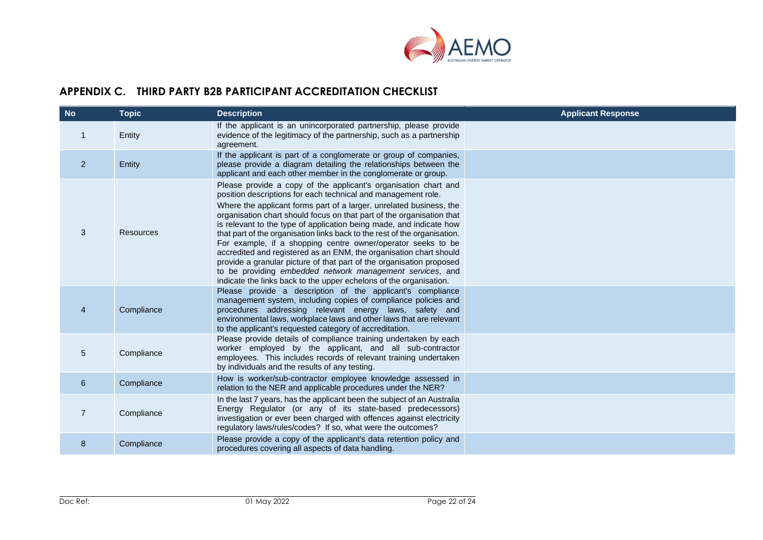## APPENDIX C. THIRD PARTY B2B PARTICIPANT ACCREDITATION CHECKLIST

| No | Topic | Description | Applicant Response |
|---|---|---|---|
| 1 | Entity | If the applicant is an unincorporated partnership, please provide evidence of the legitimacy of the partnership, such as a partnership agreement. | |
| 2 | Entity | If the applicant is part of a conglomerate or group of companies, please provide a diagram detailing the relationships between the applicant and each other member in the conglomerate or group. | |
| 3 | Resources | Please provide a copy of the applicant's organisation chart and position descriptions for each technical and management role.<br>Where the applicant forms part of a larger, unrelated business, the organisation chart should focus on that part of the organisation that is relevant to the type of application being made, and indicate how that part of the organisation links back to the rest of the organisation. For example, if a shopping centre owner/operator seeks to be accredited and registered as an ENM, the organisation chart should provide a granular picture of that part of the organisation proposed to be providing *embedded network management services*, and indicate the links back to the upper echelons of the organisation. | |
| 4 | Compliance | Please provide a description of the applicant's compliance management system, including copies of compliance policies and procedures addressing relevant energy laws, safety and environmental laws, workplace laws and other laws that are relevant to the applicant's requested category of accreditation. | |
| 5 | Compliance | Please provide details of compliance training undertaken by each worker employed by the applicant, and all sub-contractor employees. This includes records of relevant training undertaken by individuals and the results of any testing. | |
| 6 | Compliance | How is worker/sub-contractor employee knowledge assessed in relation to the NER and applicable procedures under the NER? | |
| 7 | Compliance | In the last 7 years, has the applicant been the subject of an Australia Energy Regulator (or any of its state-based predecessors) investigation or ever been charged with offences against electricity regulatory laws/rules/codes? If so, what were the outcomes? | |
| 8 | Compliance | Please provide a copy of the applicant's data retention policy and procedures covering all aspects of data handling. | |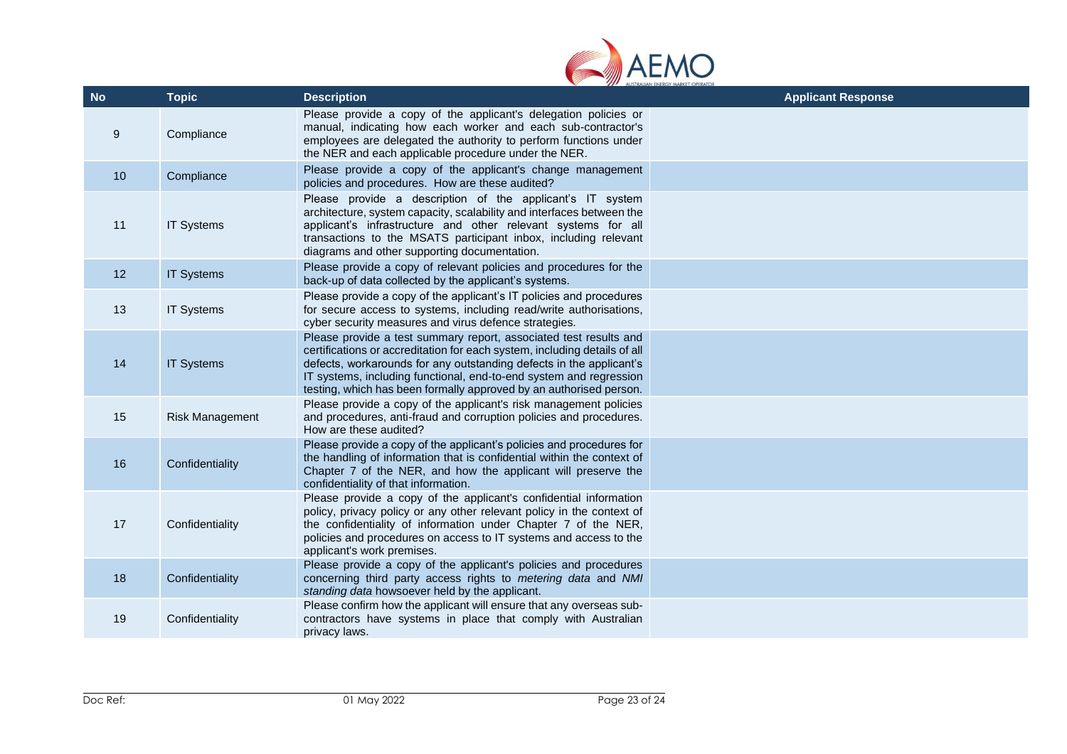| No | Topic | Description | Applicant Response |
|---|---|---|---|
| 9 | Compliance | Please provide a copy of the applicant's delegation policies or manual, indicating how each worker and each sub-contractor's employees are delegated the authority to perform functions under the NER and each applicable procedure under the NER. | |
| 10 | Compliance | Please provide a copy of the applicant's change management policies and procedures. How are these audited? | |
| 11 | IT Systems | Please provide a description of the applicant's IT system architecture, system capacity, scalability and interfaces between the applicant's infrastructure and other relevant systems for all transactions to the MSATS participant inbox, including relevant diagrams and other supporting documentation. | |
| 12 | IT Systems | Please provide a copy of relevant policies and procedures for the back-up of data collected by the applicant's systems. | |
| 13 | IT Systems | Please provide a copy of the applicant's IT policies and procedures for secure access to systems, including read/write authorisations, cyber security measures and virus defence strategies. | |
| 14 | IT Systems | Please provide a test summary report, associated test results and certifications or accreditation for each system, including details of all defects, workarounds for any outstanding defects in the applicant's IT systems, including functional, end-to-end system and regression testing, which has been formally approved by an authorised person. | |
| 15 | Risk Management | Please provide a copy of the applicant's risk management policies and procedures, anti-fraud and corruption policies and procedures. How are these audited? | |
| 16 | Confidentiality | Please provide a copy of the applicant's policies and procedures for the handling of information that is confidential within the context of Chapter 7 of the NER, and how the applicant will preserve the confidentiality of that information. | |
| 17 | Confidentiality | Please provide a copy of the applicant's confidential information policy, privacy policy or any other relevant policy in the context of the confidentiality of information under Chapter 7 of the NER, policies and procedures on access to IT systems and access to the applicant's work premises. | |
| 18 | Confidentiality | Please provide a copy of the applicant's policies and procedures concerning third party access rights to *metering data* and *NMI standing data* howsoever held by the applicant. | |
| 19 | Confidentiality | Please confirm how the applicant will ensure that any overseas sub-contractors have systems in place that comply with Australian privacy laws. | |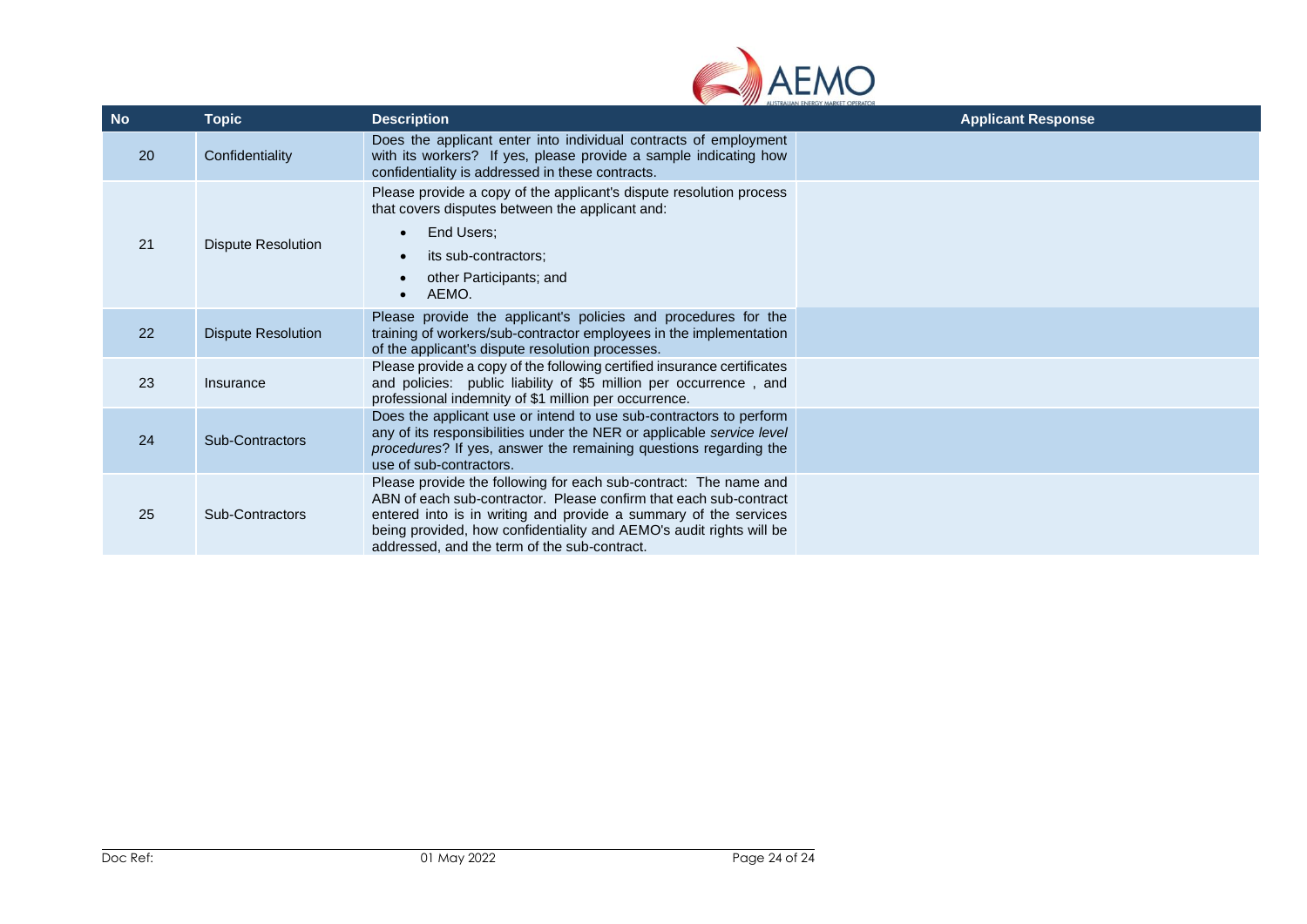| No | Topic | Description | Applicant Response |
|---|---|---|---|
| 20 | Confidentiality | Does the applicant enter into individual contracts of employment with its workers? If yes, please provide a sample indicating how confidentiality is addressed in these contracts. | |
| 21 | Dispute Resolution | Please provide a copy of the applicant's dispute resolution process that covers disputes between the applicant and:<br>• End Users;<br>• its sub-contractors;<br>• other Participants; and<br>• AEMO. | |
| 22 | Dispute Resolution | Please provide the applicant's policies and procedures for the training of workers/sub-contractor employees in the implementation of the applicant's dispute resolution processes. | |
| 23 | Insurance | Please provide a copy of the following certified insurance certificates and policies: public liability of $5 million per occurrence , and professional indemnity of $1 million per occurrence. | |
| 24 | Sub-Contractors | Does the applicant use or intend to use sub-contractors to perform any of its responsibilities under the NER or applicable *service level procedures*? If yes, answer the remaining questions regarding the use of sub-contractors. | |
| 25 | Sub-Contractors | Please provide the following for each sub-contract: The name and ABN of each sub-contractor. Please confirm that each sub-contract entered into is in writing and provide a summary of the services being provided, how confidentiality and AEMO's audit rights will be addressed, and the term of the sub-contract. | |